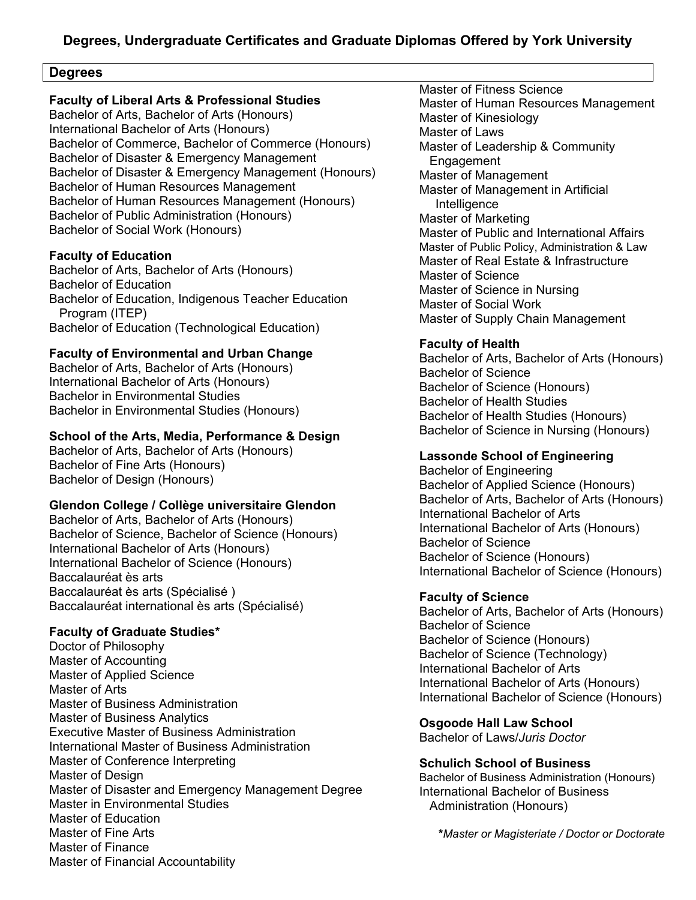# Degrees, Undergraduate Certificates and Graduate Diplomas Offered by York University

## Degrees

### Faculty of Liberal Arts & Professional Studies
Bachelor of Arts, Bachelor of Arts (Honours)
International Bachelor of Arts (Honours)
Bachelor of Commerce, Bachelor of Commerce (Honours)
Bachelor of Disaster & Emergency Management
Bachelor of Disaster & Emergency Management (Honours)
Bachelor of Human Resources Management
Bachelor of Human Resources Management (Honours)
Bachelor of Public Administration (Honours)
Bachelor of Social Work (Honours)

### Faculty of Education
Bachelor of Arts, Bachelor of Arts (Honours)
Bachelor of Education
Bachelor of Education, Indigenous Teacher Education Program (ITEP)
Bachelor of Education (Technological Education)

### Faculty of Environmental and Urban Change
Bachelor of Arts, Bachelor of Arts (Honours)
International Bachelor of Arts (Honours)
Bachelor in Environmental Studies
Bachelor in Environmental Studies (Honours)

### School of the Arts, Media, Performance & Design
Bachelor of Arts, Bachelor of Arts (Honours)
Bachelor of Fine Arts (Honours)
Bachelor of Design (Honours)

### Glendon College / Collège universitaire Glendon
Bachelor of Arts, Bachelor of Arts (Honours)
Bachelor of Science, Bachelor of Science (Honours)
International Bachelor of Arts (Honours)
International Bachelor of Science (Honours)
Baccalauréat ès arts
Baccalauréat ès arts (Spécialisé )
Baccalauréat international ès arts (Spécialisé)

### Faculty of Graduate Studies*
Doctor of Philosophy
Master of Accounting
Master of Applied Science
Master of Arts
Master of Business Administration
Master of Business Analytics
Executive Master of Business Administration
International Master of Business Administration
Master of Conference Interpreting
Master of Design
Master of Disaster and Emergency Management Degree
Master in Environmental Studies
Master of Education
Master of Fine Arts
Master of Finance
Master of Financial Accountability
Master of Fitness Science
Master of Human Resources Management
Master of Kinesiology
Master of Laws
Master of Leadership & Community Engagement
Master of Management
Master of Management in Artificial Intelligence
Master of Marketing
Master of Public and International Affairs
Master of Public Policy, Administration & Law
Master of Real Estate & Infrastructure
Master of Science
Master of Science in Nursing
Master of Social Work
Master of Supply Chain Management

### Faculty of Health
Bachelor of Arts, Bachelor of Arts (Honours)
Bachelor of Science
Bachelor of Science (Honours)
Bachelor of Health Studies
Bachelor of Health Studies (Honours)
Bachelor of Science in Nursing (Honours)

### Lassonde School of Engineering
Bachelor of Engineering
Bachelor of Applied Science (Honours)
Bachelor of Arts, Bachelor of Arts (Honours)
International Bachelor of Arts
International Bachelor of Arts (Honours)
Bachelor of Science
Bachelor of Science (Honours)
International Bachelor of Science (Honours)

### Faculty of Science
Bachelor of Arts, Bachelor of Arts (Honours)
Bachelor of Science
Bachelor of Science (Honours)
Bachelor of Science (Technology)
International Bachelor of Arts
International Bachelor of Arts (Honours)
International Bachelor of Science (Honours)

### Osgoode Hall Law School
Bachelor of Laws/*Juris Doctor*

### Schulich School of Business
Bachelor of Business Administration (Honours)
International Bachelor of Business Administration (Honours)

*\*Master or Magisteriate / Doctor or Doctorate*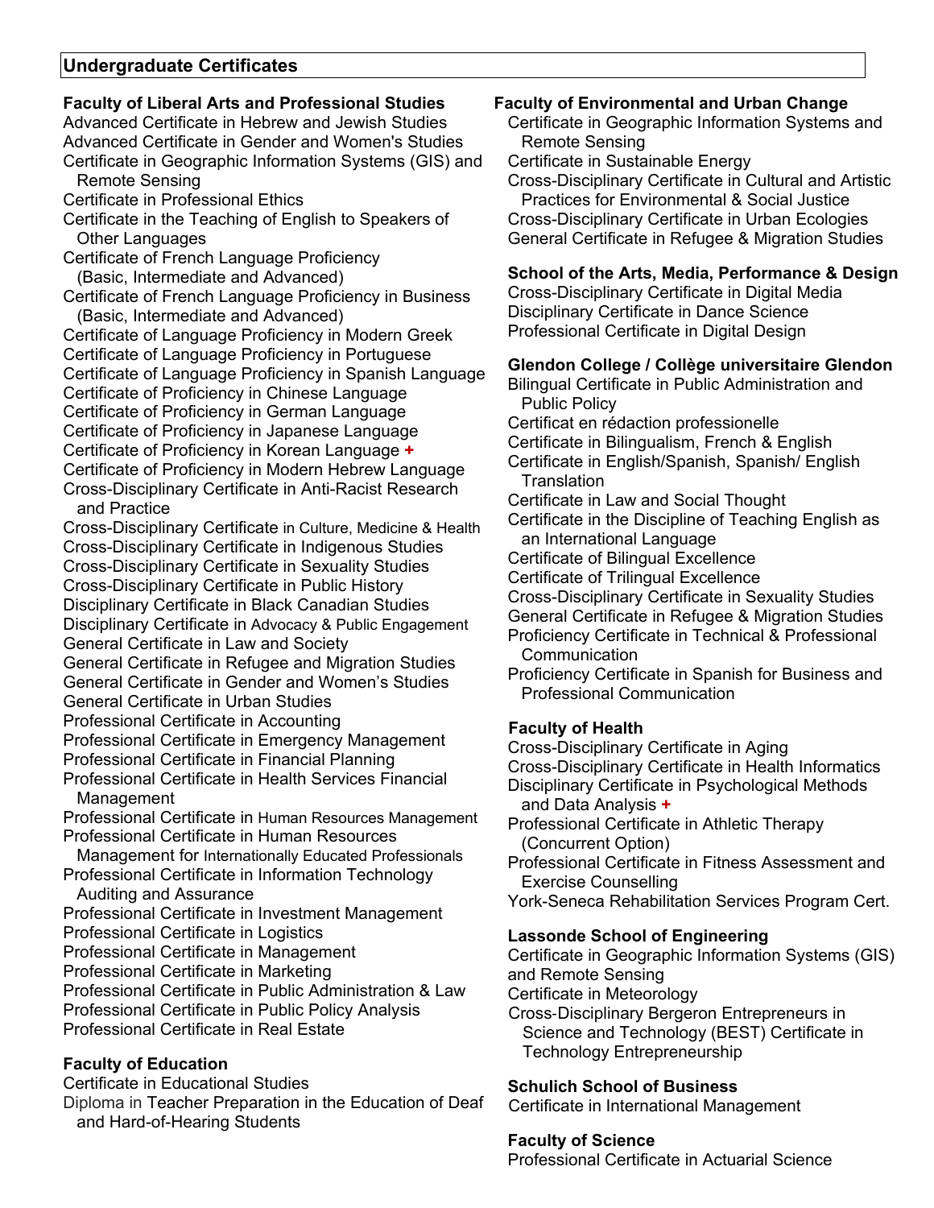## Undergraduate Certificates

### Faculty of Liberal Arts and Professional Studies

Advanced Certificate in Hebrew and Jewish Studies
Advanced Certificate in Gender and Women's Studies
Certificate in Geographic Information Systems (GIS) and Remote Sensing
Certificate in Professional Ethics
Certificate in the Teaching of English to Speakers of Other Languages
Certificate of French Language Proficiency (Basic, Intermediate and Advanced)
Certificate of French Language Proficiency in Business (Basic, Intermediate and Advanced)
Certificate of Language Proficiency in Modern Greek
Certificate of Language Proficiency in Portuguese
Certificate of Language Proficiency in Spanish Language
Certificate of Proficiency in Chinese Language
Certificate of Proficiency in German Language
Certificate of Proficiency in Japanese Language
Certificate of Proficiency in Korean Language +
Certificate of Proficiency in Modern Hebrew Language
Cross-Disciplinary Certificate in Anti-Racist Research and Practice
Cross-Disciplinary Certificate in Culture, Medicine & Health
Cross-Disciplinary Certificate in Indigenous Studies
Cross-Disciplinary Certificate in Sexuality Studies
Cross-Disciplinary Certificate in Public History
Disciplinary Certificate in Black Canadian Studies
Disciplinary Certificate in Advocacy & Public Engagement
General Certificate in Law and Society
General Certificate in Refugee and Migration Studies
General Certificate in Gender and Women's Studies
General Certificate in Urban Studies
Professional Certificate in Accounting
Professional Certificate in Emergency Management
Professional Certificate in Financial Planning
Professional Certificate in Health Services Financial Management
Professional Certificate in Human Resources Management
Professional Certificate in Human Resources Management for Internationally Educated Professionals
Professional Certificate in Information Technology Auditing and Assurance
Professional Certificate in Investment Management
Professional Certificate in Logistics
Professional Certificate in Management
Professional Certificate in Marketing
Professional Certificate in Public Administration & Law
Professional Certificate in Public Policy Analysis
Professional Certificate in Real Estate

### Faculty of Education

Certificate in Educational Studies
Diploma in Teacher Preparation in the Education of Deaf and Hard-of-Hearing Students

### Faculty of Environmental and Urban Change

Certificate in Geographic Information Systems and Remote Sensing
Certificate in Sustainable Energy
Cross-Disciplinary Certificate in Cultural and Artistic Practices for Environmental & Social Justice
Cross-Disciplinary Certificate in Urban Ecologies
General Certificate in Refugee & Migration Studies

### School of the Arts, Media, Performance & Design

Cross-Disciplinary Certificate in Digital Media
Disciplinary Certificate in Dance Science
Professional Certificate in Digital Design

### Glendon College / Collège universitaire Glendon

Bilingual Certificate in Public Administration and Public Policy
Certificat en rédaction professionelle
Certificate in Bilingualism, French & English
Certificate in English/Spanish, Spanish/ English Translation
Certificate in Law and Social Thought
Certificate in the Discipline of Teaching English as an International Language
Certificate of Bilingual Excellence
Certificate of Trilingual Excellence
Cross-Disciplinary Certificate in Sexuality Studies
General Certificate in Refugee & Migration Studies
Proficiency Certificate in Technical & Professional Communication
Proficiency Certificate in Spanish for Business and Professional Communication

### Faculty of Health

Cross-Disciplinary Certificate in Aging
Cross-Disciplinary Certificate in Health Informatics
Disciplinary Certificate in Psychological Methods and Data Analysis +
Professional Certificate in Athletic Therapy (Concurrent Option)
Professional Certificate in Fitness Assessment and Exercise Counselling
York-Seneca Rehabilitation Services Program Cert.

### Lassonde School of Engineering

Certificate in Geographic Information Systems (GIS) and Remote Sensing
Certificate in Meteorology
Cross-Disciplinary Bergeron Entrepreneurs in Science and Technology (BEST) Certificate in Technology Entrepreneurship

### Schulich School of Business

Certificate in International Management

### Faculty of Science

Professional Certificate in Actuarial Science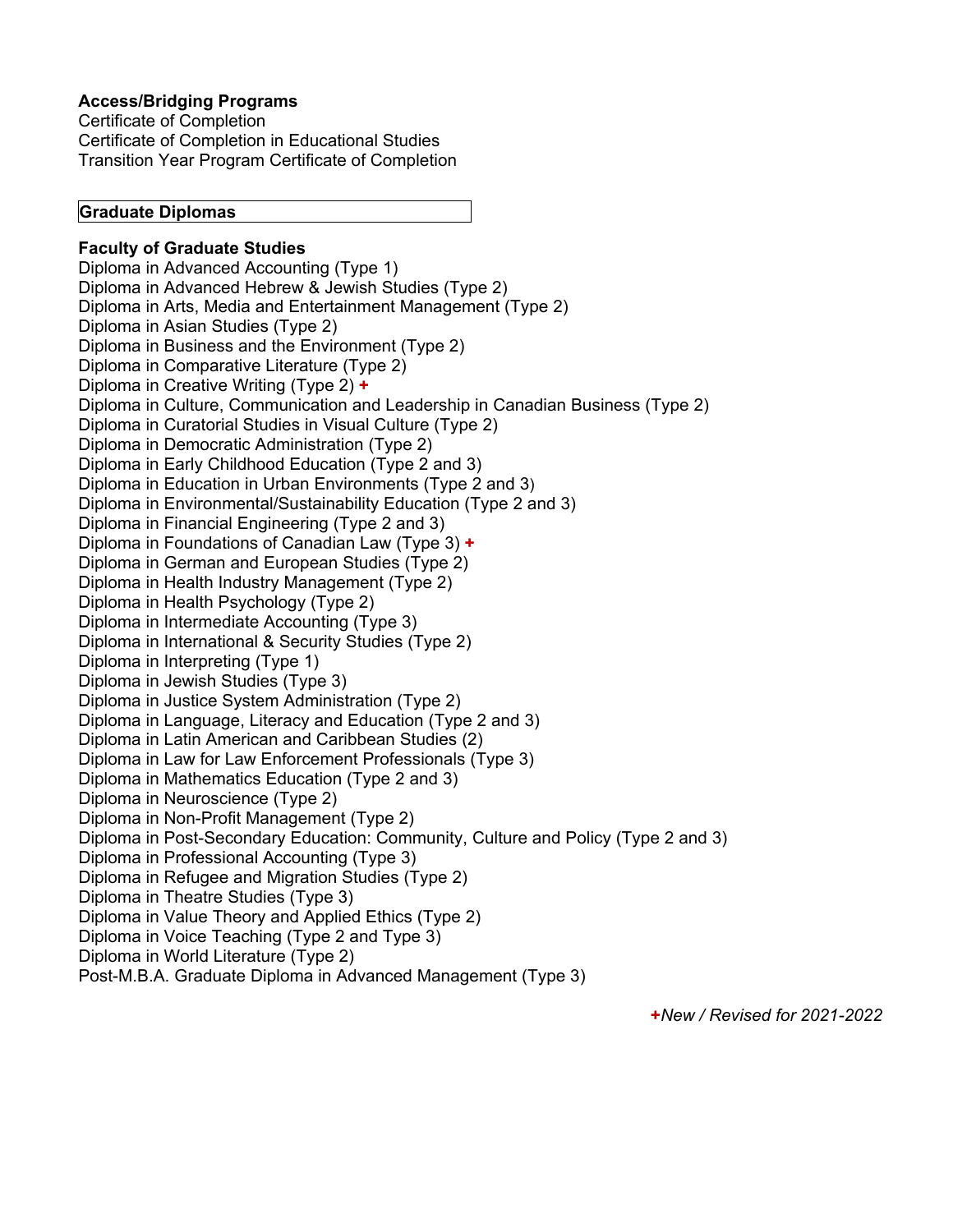**Access/Bridging Programs**

Certificate of Completion
Certificate of Completion in Educational Studies
Transition Year Program Certificate of Completion

## Graduate Diplomas

**Faculty of Graduate Studies**

Diploma in Advanced Accounting (Type 1)
Diploma in Advanced Hebrew & Jewish Studies (Type 2)
Diploma in Arts, Media and Entertainment Management (Type 2)
Diploma in Asian Studies (Type 2)
Diploma in Business and the Environment (Type 2)
Diploma in Comparative Literature (Type 2)
Diploma in Creative Writing (Type 2) **+**
Diploma in Culture, Communication and Leadership in Canadian Business (Type 2)
Diploma in Curatorial Studies in Visual Culture (Type 2)
Diploma in Democratic Administration (Type 2)
Diploma in Early Childhood Education (Type 2 and 3)
Diploma in Education in Urban Environments (Type 2 and 3)
Diploma in Environmental/Sustainability Education (Type 2 and 3)
Diploma in Financial Engineering (Type 2 and 3)
Diploma in Foundations of Canadian Law (Type 3) **+**
Diploma in German and European Studies (Type 2)
Diploma in Health Industry Management (Type 2)
Diploma in Health Psychology (Type 2)
Diploma in Intermediate Accounting (Type 3)
Diploma in International & Security Studies (Type 2)
Diploma in Interpreting (Type 1)
Diploma in Jewish Studies (Type 3)
Diploma in Justice System Administration (Type 2)
Diploma in Language, Literacy and Education (Type 2 and 3)
Diploma in Latin American and Caribbean Studies (2)
Diploma in Law for Law Enforcement Professionals (Type 3)
Diploma in Mathematics Education (Type 2 and 3)
Diploma in Neuroscience (Type 2)
Diploma in Non-Profit Management (Type 2)
Diploma in Post-Secondary Education: Community, Culture and Policy (Type 2 and 3)
Diploma in Professional Accounting (Type 3)
Diploma in Refugee and Migration Studies (Type 2)
Diploma in Theatre Studies (Type 3)
Diploma in Value Theory and Applied Ethics (Type 2)
Diploma in Voice Teaching (Type 2 and Type 3)
Diploma in World Literature (Type 2)
Post-M.B.A. Graduate Diploma in Advanced Management (Type 3)

***+****New / Revised for 2021-2022*